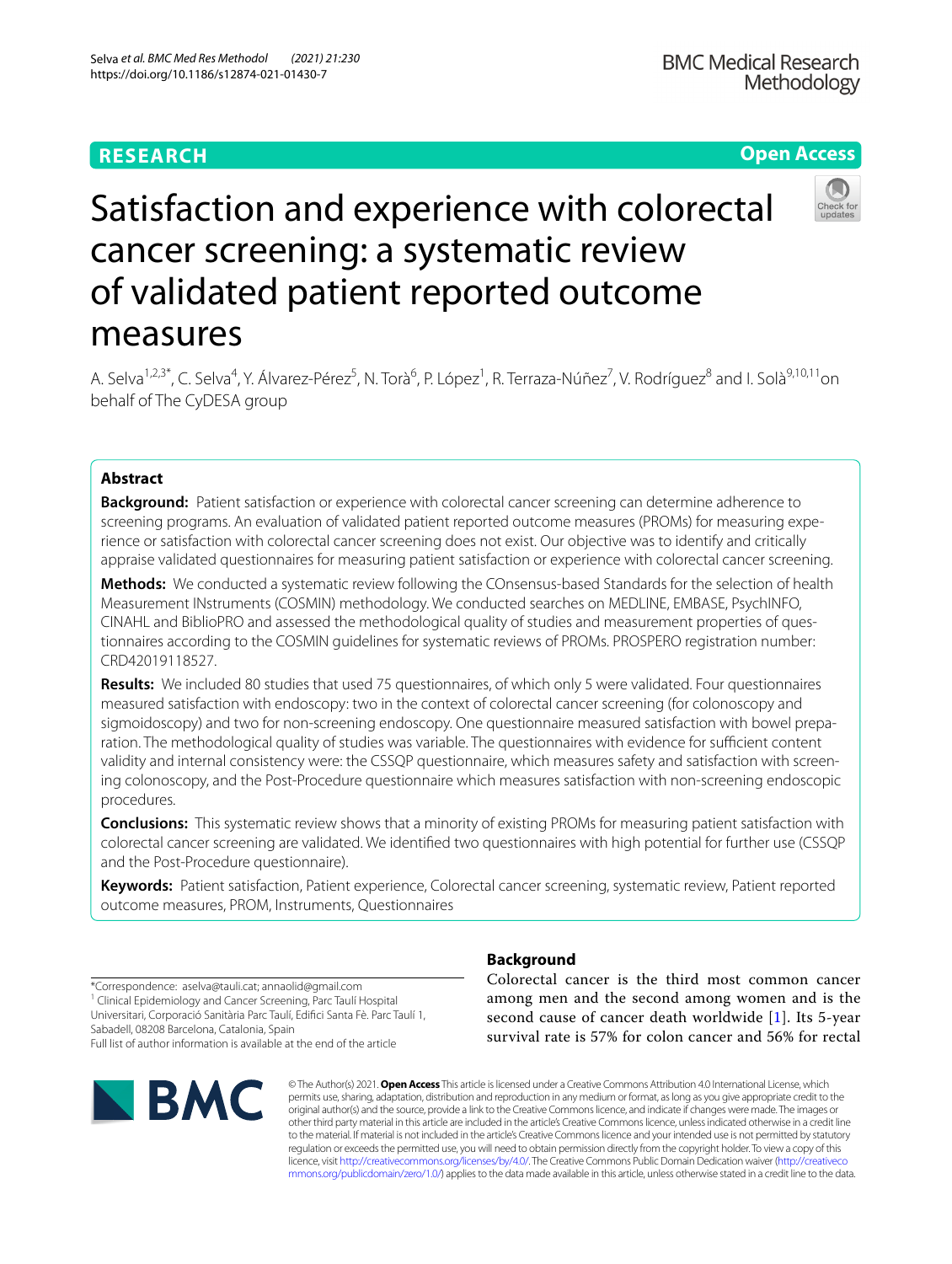RESEARCH

Open Access

# Satisfaction and experience with colorectal cancer screening: a systematic review of validated patient reported outcome measures

A. Selva[1,2,3*], C. Selva[4], Y. Álvarez-Pérez[5], N. Torà[6], P. López[1], R. Terraza-Núñez[7], V. Rodríguez[8] and I. Solà[9,10,11] on behalf of The CyDESA group

## Abstract

**Background:** Patient satisfaction or experience with colorectal cancer screening can determine adherence to screening programs. An evaluation of validated patient reported outcome measures (PROMs) for measuring experience or satisfaction with colorectal cancer screening does not exist. Our objective was to identify and critically appraise validated questionnaires for measuring patient satisfaction or experience with colorectal cancer screening.

**Methods:** We conducted a systematic review following the COnsensus-based Standards for the selection of health Measurement INstruments (COSMIN) methodology. We conducted searches on MEDLINE, EMBASE, PsychINFO, CINAHL and BiblioPRO and assessed the methodological quality of studies and measurement properties of questionnaires according to the COSMIN guidelines for systematic reviews of PROMs. PROSPERO registration number: CRD42019118527.

**Results:** We included 80 studies that used 75 questionnaires, of which only 5 were validated. Four questionnaires measured satisfaction with endoscopy: two in the context of colorectal cancer screening (for colonoscopy and sigmoidoscopy) and two for non-screening endoscopy. One questionnaire measured satisfaction with bowel preparation. The methodological quality of studies was variable. The questionnaires with evidence for sufficient content validity and internal consistency were: the CSSQP questionnaire, which measures safety and satisfaction with screening colonoscopy, and the Post-Procedure questionnaire which measures satisfaction with non-screening endoscopic procedures.

**Conclusions:** This systematic review shows that a minority of existing PROMs for measuring patient satisfaction with colorectal cancer screening are validated. We identified two questionnaires with high potential for further use (CSSQP and the Post-Procedure questionnaire).

**Keywords:** Patient satisfaction, Patient experience, Colorectal cancer screening, systematic review, Patient reported outcome measures, PROM, Instruments, Questionnaires

*Correspondence: aselva@tauli.cat; annaolid@gmail.com
[1] Clinical Epidemiology and Cancer Screening, Parc Taulí Hospital Universitari, Corporació Sanitària Parc Taulí, Edifici Santa Fe. Parc Taulí 1, Sabadell, 08208 Barcelona, Catalonia, Spain
Full list of author information is available at the end of the article

## Background

Colorectal cancer is the third most common cancer among men and the second among women and is the second cause of cancer death worldwide [1]. Its 5-year survival rate is 57% for colon cancer and 56% for rectal

© The Author(s) 2021. **Open Access** This article is licensed under a Creative Commons Attribution 4.0 International License, which permits use, sharing, adaptation, distribution and reproduction in any medium or format, as long as you give appropriate credit to the original author(s) and the source, provide a link to the Creative Commons licence, and indicate if changes were made. The images or other third party material in this article are included in the article's Creative Commons licence, unless indicated otherwise in a credit line to the material. If material is not included in the article's Creative Commons licence and your intended use is not permitted by statutory regulation or exceeds the permitted use, you will need to obtain permission directly from the copyright holder. To view a copy of this licence, visit http://creativecommons.org/licenses/by/4.0/. The Creative Commons Public Domain Dedication waiver (http://creativecommons.org/publicdomain/zero/1.0/) applies to the data made available in this article, unless otherwise stated in a credit line to the data.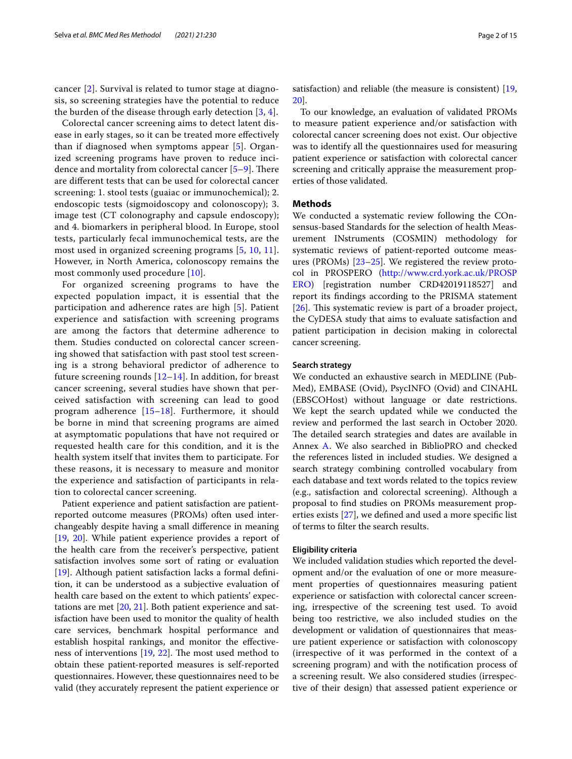cancer [2]. Survival is related to tumor stage at diagnosis, so screening strategies have the potential to reduce the burden of the disease through early detection [3, 4].

Colorectal cancer screening aims to detect latent disease in early stages, so it can be treated more effectively than if diagnosed when symptoms appear [5]. Organized screening programs have proven to reduce incidence and mortality from colorectal cancer [5–9]. There are different tests that can be used for colorectal cancer screening: 1. stool tests (guaiac or immunochemical); 2. endoscopic tests (sigmoidoscopy and colonoscopy); 3. image test (CT colonography and capsule endoscopy); and 4. biomarkers in peripheral blood. In Europe, stool tests, particularly fecal immunochemical tests, are the most used in organized screening programs [5, 10, 11]. However, in North America, colonoscopy remains the most commonly used procedure [10].

For organized screening programs to have the expected population impact, it is essential that the participation and adherence rates are high [5]. Patient experience and satisfaction with screening programs are among the factors that determine adherence to them. Studies conducted on colorectal cancer screening showed that satisfaction with past stool test screening is a strong behavioral predictor of adherence to future screening rounds [12–14]. In addition, for breast cancer screening, several studies have shown that perceived satisfaction with screening can lead to good program adherence [15–18]. Furthermore, it should be borne in mind that screening programs are aimed at asymptomatic populations that have not required or requested health care for this condition, and it is the health system itself that invites them to participate. For these reasons, it is necessary to measure and monitor the experience and satisfaction of participants in relation to colorectal cancer screening.

Patient experience and patient satisfaction are patient-reported outcome measures (PROMs) often used interchangeably despite having a small difference in meaning [19, 20]. While patient experience provides a report of the health care from the receiver's perspective, patient satisfaction involves some sort of rating or evaluation [19]. Although patient satisfaction lacks a formal definition, it can be understood as a subjective evaluation of health care based on the extent to which patients' expectations are met [20, 21]. Both patient experience and satisfaction have been used to monitor the quality of health care services, benchmark hospital performance and establish hospital rankings, and monitor the effectiveness of interventions [19, 22]. The most used method to obtain these patient-reported measures is self-reported questionnaires. However, these questionnaires need to be valid (they accurately represent the patient experience or satisfaction) and reliable (the measure is consistent) [19, 20].

To our knowledge, an evaluation of validated PROMs to measure patient experience and/or satisfaction with colorectal cancer screening does not exist. Our objective was to identify all the questionnaires used for measuring patient experience or satisfaction with colorectal cancer screening and critically appraise the measurement properties of those validated.

## Methods

We conducted a systematic review following the COnsensus-based Standards for the selection of health Measurement INstruments (COSMIN) methodology for systematic reviews of patient-reported outcome measures (PROMs) [23–25]. We registered the review protocol in PROSPERO (http://www.crd.york.ac.uk/PROSPERO) [registration number CRD42019118527] and report its findings according to the PRISMA statement [26]. This systematic review is part of a broader project, the CyDESA study that aims to evaluate satisfaction and patient participation in decision making in colorectal cancer screening.

### Search strategy

We conducted an exhaustive search in MEDLINE (PubMed), EMBASE (Ovid), PsycINFO (Ovid) and CINAHL (EBSCOHost) without language or date restrictions. We kept the search updated while we conducted the review and performed the last search in October 2020. The detailed search strategies and dates are available in Annex A. We also searched in BiblioPRO and checked the references listed in included studies. We designed a search strategy combining controlled vocabulary from each database and text words related to the topics review (e.g., satisfaction and colorectal screening). Although a proposal to find studies on PROMs measurement properties exists [27], we defined and used a more specific list of terms to filter the search results.

### Eligibility criteria

We included validation studies which reported the development and/or the evaluation of one or more measurement properties of questionnaires measuring patient experience or satisfaction with colorectal cancer screening, irrespective of the screening test used. To avoid being too restrictive, we also included studies on the development or validation of questionnaires that measure patient experience or satisfaction with colonoscopy (irrespective of it was performed in the context of a screening program) and with the notification process of a screening result. We also considered studies (irrespective of their design) that assessed patient experience or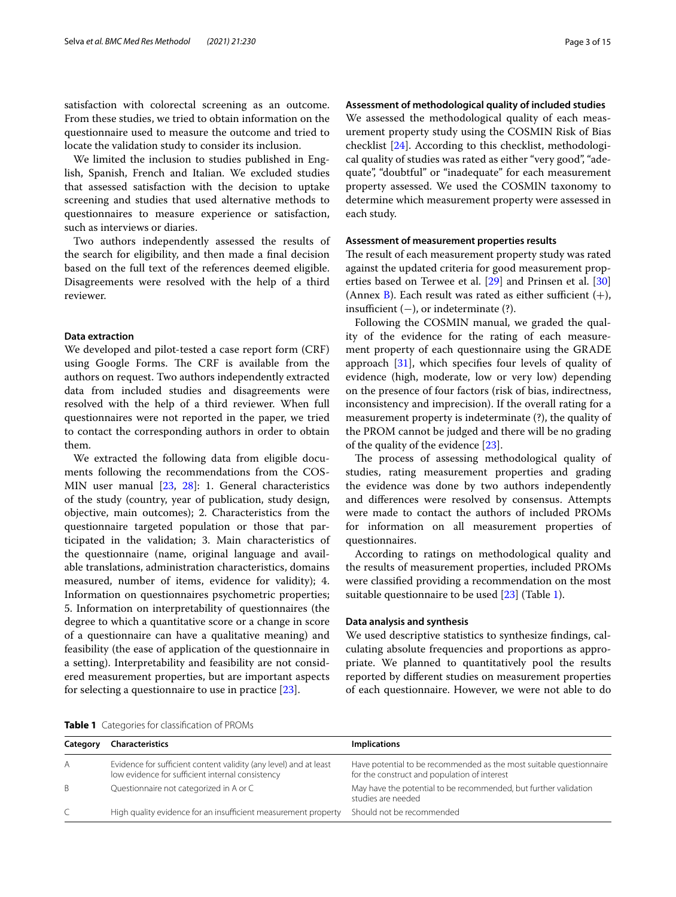satisfaction with colorectal screening as an outcome. From these studies, we tried to obtain information on the questionnaire used to measure the outcome and tried to locate the validation study to consider its inclusion.

We limited the inclusion to studies published in English, Spanish, French and Italian. We excluded studies that assessed satisfaction with the decision to uptake screening and studies that used alternative methods to questionnaires to measure experience or satisfaction, such as interviews or diaries.

Two authors independently assessed the results of the search for eligibility, and then made a final decision based on the full text of the references deemed eligible. Disagreements were resolved with the help of a third reviewer.

### Data extraction

We developed and pilot-tested a case report form (CRF) using Google Forms. The CRF is available from the authors on request. Two authors independently extracted data from included studies and disagreements were resolved with the help of a third reviewer. When full questionnaires were not reported in the paper, we tried to contact the corresponding authors in order to obtain them.

We extracted the following data from eligible documents following the recommendations from the COSMIN user manual [23, 28]: 1. General characteristics of the study (country, year of publication, study design, objective, main outcomes); 2. Characteristics from the questionnaire targeted population or those that participated in the validation; 3. Main characteristics of the questionnaire (name, original language and available translations, administration characteristics, domains measured, number of items, evidence for validity); 4. Information on questionnaires psychometric properties; 5. Information on interpretability of questionnaires (the degree to which a quantitative score or a change in score of a questionnaire can have a qualitative meaning) and feasibility (the ease of application of the questionnaire in a setting). Interpretability and feasibility are not considered measurement properties, but are important aspects for selecting a questionnaire to use in practice [23].

### Assessment of methodological quality of included studies

We assessed the methodological quality of each measurement property study using the COSMIN Risk of Bias checklist [24]. According to this checklist, methodological quality of studies was rated as either "very good", "adequate", "doubtful" or "inadequate" for each measurement property assessed. We used the COSMIN taxonomy to determine which measurement property were assessed in each study.

### Assessment of measurement properties results

The result of each measurement property study was rated against the updated criteria for good measurement properties based on Terwee et al. [29] and Prinsen et al. [30] (Annex B). Each result was rated as either sufficient (+), insufficient (−), or indeterminate (?).

Following the COSMIN manual, we graded the quality of the evidence for the rating of each measurement property of each questionnaire using the GRADE approach [31], which specifies four levels of quality of evidence (high, moderate, low or very low) depending on the presence of four factors (risk of bias, indirectness, inconsistency and imprecision). If the overall rating for a measurement property is indeterminate (?), the quality of the PROM cannot be judged and there will be no grading of the quality of the evidence [23].

The process of assessing methodological quality of studies, rating measurement properties and grading the evidence was done by two authors independently and differences were resolved by consensus. Attempts were made to contact the authors of included PROMs for information on all measurement properties of questionnaires.

According to ratings on methodological quality and the results of measurement properties, included PROMs were classified providing a recommendation on the most suitable questionnaire to be used [23] (Table 1).

### Data analysis and synthesis

We used descriptive statistics to synthesize findings, calculating absolute frequencies and proportions as appropriate. We planned to quantitatively pool the results reported by different studies on measurement properties of each questionnaire. However, we were not able to do

**Table 1** Categories for classification of PROMs

| Category | Characteristics | Implications |
|---|---|---|
| A | Evidence for sufficient content validity (any level) and at least low evidence for sufficient internal consistency | Have potential to be recommended as the most suitable questionnaire for the construct and population of interest |
| B | Questionnaire not categorized in A or C | May have the potential to be recommended, but further validation studies are needed |
| C | High quality evidence for an insufficient measurement property | Should not be recommended |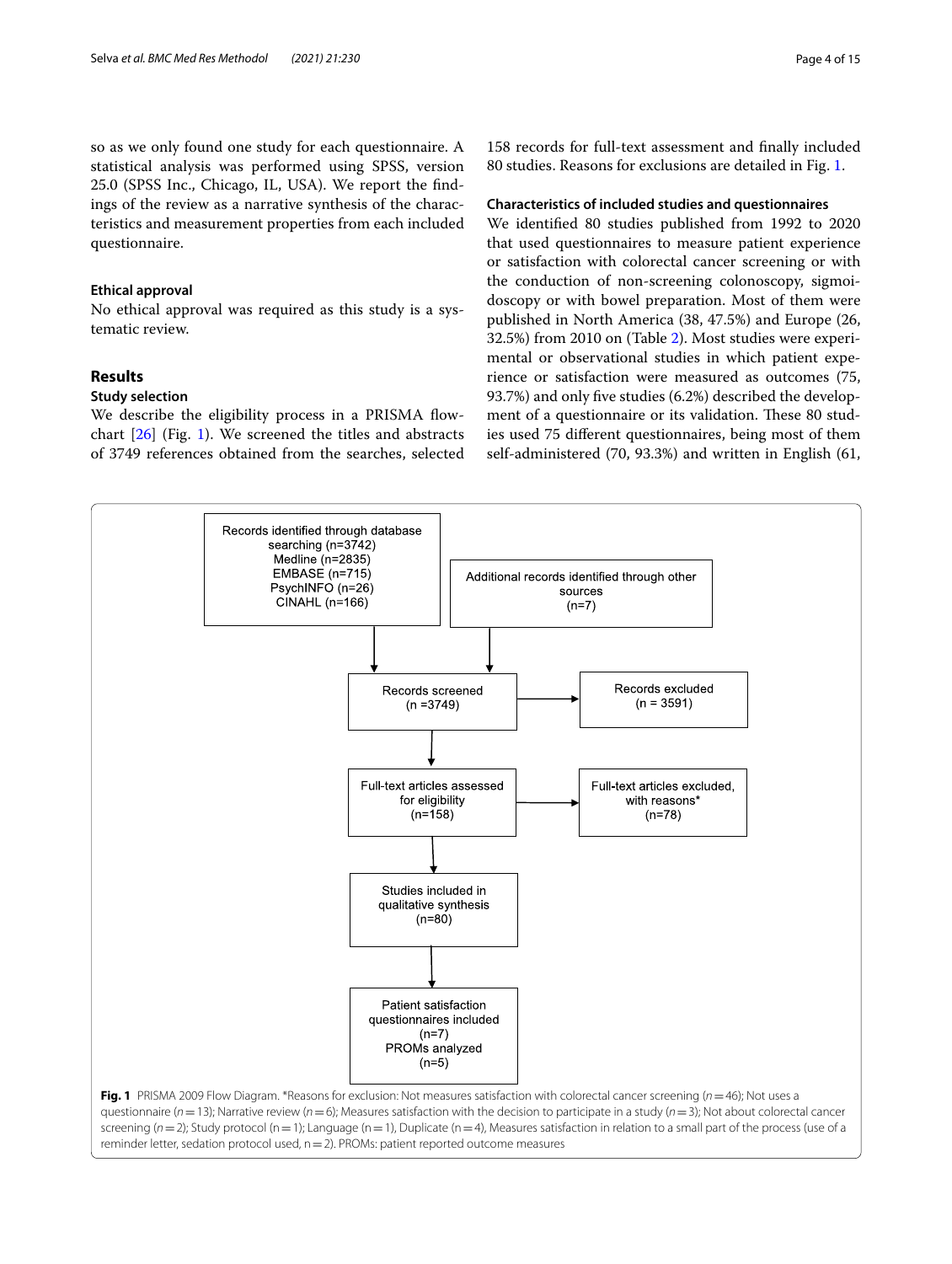so as we only found one study for each questionnaire. A statistical analysis was performed using SPSS, version 25.0 (SPSS Inc., Chicago, IL, USA). We report the findings of the review as a narrative synthesis of the characteristics and measurement properties from each included questionnaire.

### Ethical approval

No ethical approval was required as this study is a systematic review.

## Results

### Study selection

We describe the eligibility process in a PRISMA flowchart [26] (Fig. 1). We screened the titles and abstracts of 3749 references obtained from the searches, selected 158 records for full-text assessment and finally included 80 studies. Reasons for exclusions are detailed in Fig. 1.

### Characteristics of included studies and questionnaires

We identified 80 studies published from 1992 to 2020 that used questionnaires to measure patient experience or satisfaction with colorectal cancer screening or with the conduction of non-screening colonoscopy, sigmoidoscopy or with bowel preparation. Most of them were published in North America (38, 47.5%) and Europe (26, 32.5%) from 2010 on (Table 2). Most studies were experimental or observational studies in which patient experience or satisfaction were measured as outcomes (75, 93.7%) and only five studies (6.2%) described the development of a questionnaire or its validation. These 80 studies used 75 different questionnaires, being most of them self-administered (70, 93.3%) and written in English (61,

Records identified through database searching (n=3742)
Medline (n=2835)
EMBASE (n=715)
PsychINFO (n=26)
CINAHL (n=166)

Additional records identified through other sources (n=7)

Records screened (n =3749)

Records excluded (n = 3591)

Full-text articles assessed for eligibility (n=158)

Full-text articles excluded, with reasons* (n=78)

Studies included in qualitative synthesis (n=80)

Patient satisfaction questionnaires included (n=7)
PROMs analyzed (n=5)

**Fig. 1** PRISMA 2009 Flow Diagram. *Reasons for exclusion: Not measures satisfaction with colorectal cancer screening (*n* = 46); Not uses a questionnaire (*n* = 13); Narrative review (*n* = 6); Measures satisfaction with the decision to participate in a study (*n* = 3); Not about colorectal cancer screening (*n* = 2); Study protocol (n = 1); Language (n = 1), Duplicate (n = 4), Measures satisfaction in relation to a small part of the process (use of a reminder letter, sedation protocol used, n = 2). PROMs: patient reported outcome measures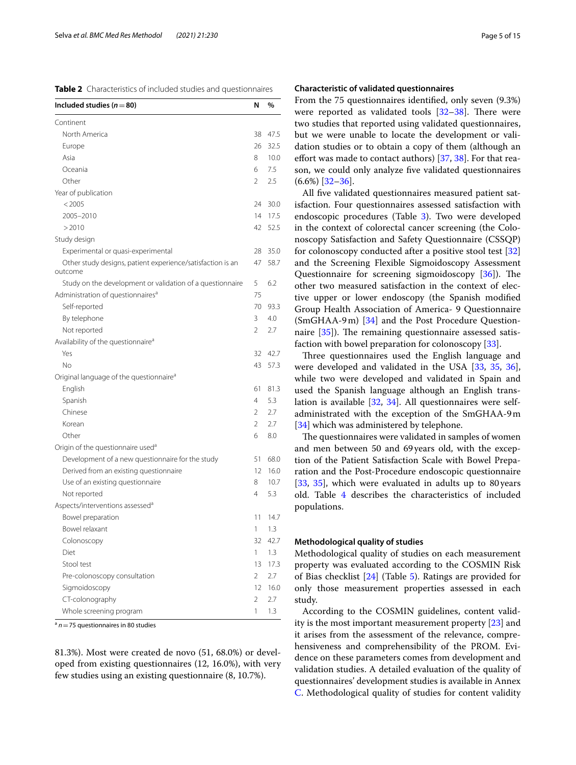**Table 2** Characteristics of included studies and questionnaires

| Included studies (*n* = 80) | N | % |
|---|---|---|
| Continent | | |
| North America | 38 | 47.5 |
| Europe | 26 | 32.5 |
| Asia | 8 | 10.0 |
| Oceania | 6 | 7.5 |
| Other | 2 | 2.5 |
| Year of publication | | |
| < 2005 | 24 | 30.0 |
| 2005–2010 | 14 | 17.5 |
| > 2010 | 42 | 52.5 |
| Study design | | |
| Experimental or quasi-experimental | 28 | 35.0 |
| Other study designs, patient experience/satisfaction is an outcome | 47 | 58.7 |
| Study on the development or validation of a questionnaire | 5 | 6.2 |
| Administration of questionnaires[a] | 75 | |
| Self-reported | 70 | 93.3 |
| By telephone | 3 | 4.0 |
| Not reported | 2 | 2.7 |
| Availability of the questionnaire[a] | | |
| Yes | 32 | 42.7 |
| No | 43 | 57.3 |
| Original language of the questionnaire[a] | | |
| English | 61 | 81.3 |
| Spanish | 4 | 5.3 |
| Chinese | 2 | 2.7 |
| Korean | 2 | 2.7 |
| Other | 6 | 8.0 |
| Origin of the questionnaire used[a] | | |
| Development of a new questionnaire for the study | 51 | 68.0 |
| Derived from an existing questionnaire | 12 | 16.0 |
| Use of an existing questionnaire | 8 | 10.7 |
| Not reported | 4 | 5.3 |
| Aspects/interventions assessed[a] | | |
| Bowel preparation | 11 | 14.7 |
| Bowel relaxant | 1 | 1.3 |
| Colonoscopy | 32 | 42.7 |
| Diet | 1 | 1.3 |
| Stool test | 13 | 17.3 |
| Pre-colonoscopy consultation | 2 | 2.7 |
| Sigmoidoscopy | 12 | 16.0 |
| CT-colonography | 2 | 2.7 |
| Whole screening program | 1 | 1.3 |

[a] *n* = 75 questionnaires in 80 studies

81.3%). Most were created de novo (51, 68.0%) or developed from existing questionnaires (12, 16.0%), with very few studies using an existing questionnaire (8, 10.7%).

### Characteristic of validated questionnaires

From the 75 questionnaires identified, only seven (9.3%) were reported as validated tools [32–38]. There were two studies that reported using validated questionnaires, but we were unable to locate the development or validation studies or to obtain a copy of them (although an effort was made to contact authors) [37, 38]. For that reason, we could only analyze five validated questionnaires (6.6%) [32–36].

All five validated questionnaires measured patient satisfaction. Four questionnaires assessed satisfaction with endoscopic procedures (Table 3). Two were developed in the context of colorectal cancer screening (the Colonoscopy Satisfaction and Safety Questionnaire (CSSQP) for colonoscopy conducted after a positive stool test [32] and the Screening Flexible Sigmoidoscopy Assessment Questionnaire for screening sigmoidoscopy [36]). The other two measured satisfaction in the context of elective upper or lower endoscopy (the Spanish modified Group Health Association of America- 9 Questionnaire (SmGHAA-9 m) [34] and the Post Procedure Questionnaire [35]). The remaining questionnaire assessed satisfaction with bowel preparation for colonoscopy [33].

Three questionnaires used the English language and were developed and validated in the USA [33, 35, 36], while two were developed and validated in Spain and used the Spanish language although an English translation is available [32, 34]. All questionnaires were self-administrated with the exception of the SmGHAA-9 m [34] which was administered by telephone.

The questionnaires were validated in samples of women and men between 50 and 69 years old, with the exception of the Patient Satisfaction Scale with Bowel Preparation and the Post-Procedure endoscopic questionnaire [33, 35], which were evaluated in adults up to 80 years old. Table 4 describes the characteristics of included populations.

### Methodological quality of studies

Methodological quality of studies on each measurement property was evaluated according to the COSMIN Risk of Bias checklist [24] (Table 5). Ratings are provided for only those measurement properties assessed in each study.

According to the COSMIN guidelines, content validity is the most important measurement property [23] and it arises from the assessment of the relevance, comprehensiveness and comprehensibility of the PROM. Evidence on these parameters comes from development and validation studies. A detailed evaluation of the quality of questionnaires' development studies is available in Annex C. Methodological quality of studies for content validity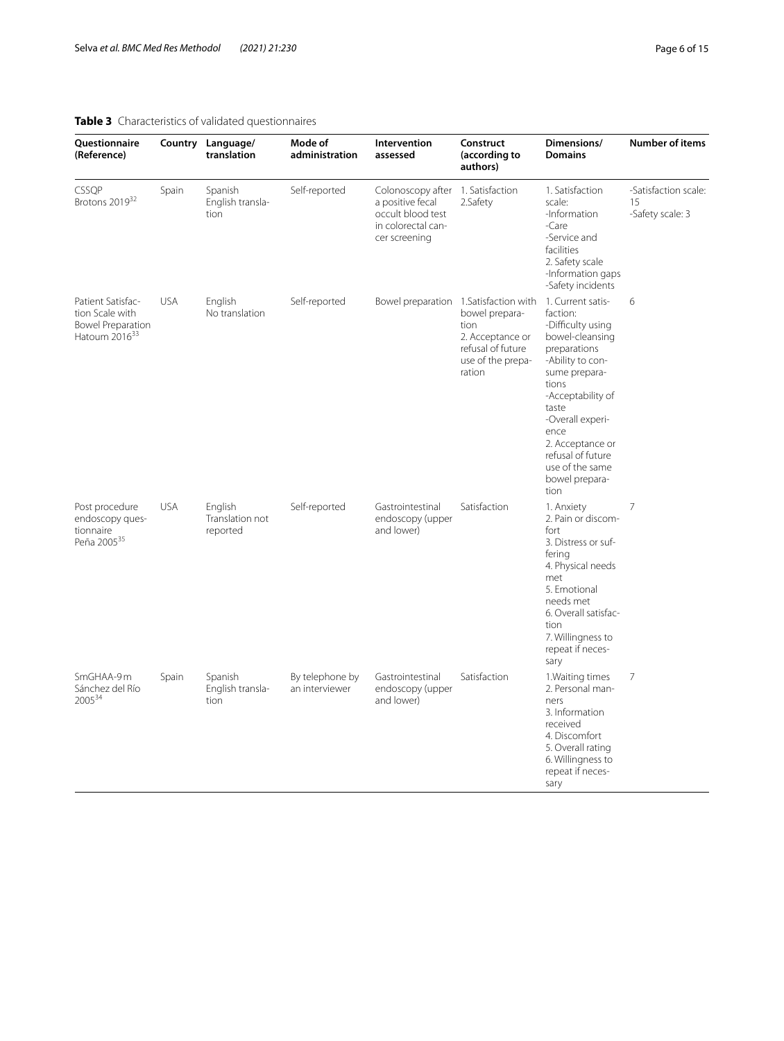**Table 3** Characteristics of validated questionnaires

| Questionnaire (Reference) | Country | Language/ translation | Mode of administration | Intervention assessed | Construct (according to authors) | Dimensions/ Domains | Number of items |
|---|---|---|---|---|---|---|---|
| CSSQP Brotons 2019[32] | Spain | Spanish English translation | Self-reported | Colonoscopy after a positive fecal occult blood test in colorectal cancer screening | 1. Satisfaction 2.Safety | 1. Satisfaction scale: -Information -Care -Service and facilities 2. Safety scale -Information gaps -Safety incidents | -Satisfaction scale: 15 -Safety scale: 3 |
| Patient Satisfaction Scale with Bowel Preparation Hatoum 2016[33] | USA | English No translation | Self-reported | Bowel preparation | 1.Satisfaction with bowel preparation 2. Acceptance or refusal of future use of the preparation | 1. Current satisfaction: -Difficulty using bowel-cleansing preparations -Ability to consume preparations -Acceptability of taste -Overall experience 2. Acceptance or refusal of future use of the same bowel preparation | 6 |
| Post procedure endoscopy questionnaire Peña 2005[35] | USA | English Translation not reported | Self-reported | Gastrointestinal endoscopy (upper and lower) | Satisfaction | 1. Anxiety 2. Pain or discomfort 3. Distress or suffering 4. Physical needs met 5. Emotional needs met 6. Overall satisfaction 7. Willingness to repeat if necessary | 7 |
| SmGHAA-9 m Sánchez del Río 2005[34] | Spain | Spanish English translation | By telephone by an interviewer | Gastrointestinal endoscopy (upper and lower) | Satisfaction | 1.Waiting times 2. Personal manners 3. Information received 4. Discomfort 5. Overall rating 6. Willingness to repeat if necessary | 7 |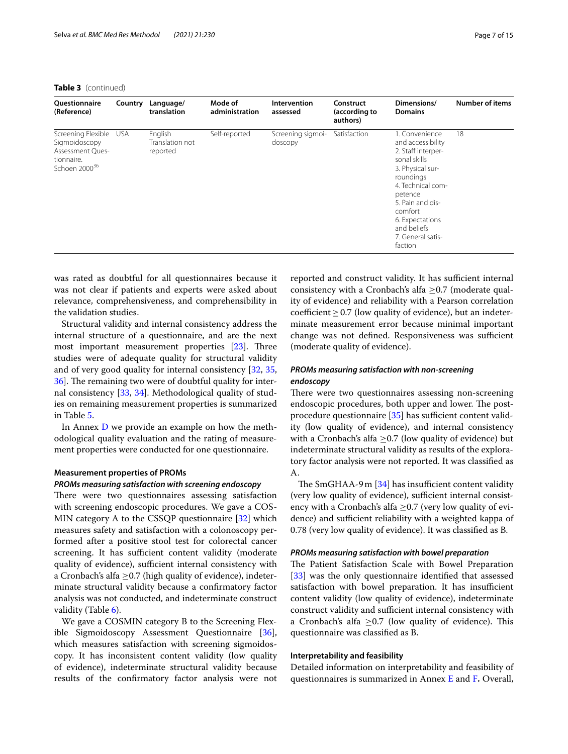**Table 3** (continued)

| Questionnaire (Reference) | Country | Language/ translation | Mode of administration | Intervention assessed | Construct (according to authors) | Dimensions/ Domains | Number of items |
|---|---|---|---|---|---|---|---|
| Screening Flexible Sigmoidoscopy Assessment Questionnaire. Schoen 2000[36] | USA | English Translation not reported | Self-reported | Screening sigmoidoscopy | Satisfaction | 1. Convenience and accessibility 2. Staff interpersonal skills 3. Physical surroundings 4. Technical competence 5. Pain and discomfort 6. Expectations and beliefs 7. General satisfaction | 18 |

was rated as doubtful for all questionnaires because it was not clear if patients and experts were asked about relevance, comprehensiveness, and comprehensibility in the validation studies.

Structural validity and internal consistency address the internal structure of a questionnaire, and are the next most important measurement properties [23]. Three studies were of adequate quality for structural validity and of very good quality for internal consistency [32, 35, 36]. The remaining two were of doubtful quality for internal consistency [33, 34]. Methodological quality of studies on remaining measurement properties is summarized in Table 5.

In Annex D we provide an example on how the methodological quality evaluation and the rating of measurement properties were conducted for one questionnaire.

### Measurement properties of PROMs

#### *PROMs measuring satisfaction with screening endoscopy*

There were two questionnaires assessing satisfaction with screening endoscopic procedures. We gave a COSMIN category A to the CSSQP questionnaire [32] which measures safety and satisfaction with a colonoscopy performed after a positive stool test for colorectal cancer screening. It has sufficient content validity (moderate quality of evidence), sufficient internal consistency with a Cronbach's alfa $\geq$0.7 (high quality of evidence), indeterminate structural validity because a confirmatory factor analysis was not conducted, and indeterminate construct validity (Table 6).

We gave a COSMIN category B to the Screening Flexible Sigmoidoscopy Assessment Questionnaire [36], which measures satisfaction with screening sigmoidoscopy. It has inconsistent content validity (low quality of evidence), indeterminate structural validity because results of the confirmatory factor analysis were not reported and construct validity. It has sufficient internal consistency with a Cronbach's alfa $\geq$0.7 (moderate quality of evidence) and reliability with a Pearson correlation coefficient $\geq$ 0.7 (low quality of evidence), but an indeterminate measurement error because minimal important change was not defined. Responsiveness was sufficient (moderate quality of evidence).

#### *PROMs measuring satisfaction with non-screening endoscopy*

There were two questionnaires assessing non-screening endoscopic procedures, both upper and lower. The post-procedure questionnaire [35] has sufficient content validity (low quality of evidence), and internal consistency with a Cronbach's alfa $\geq$0.7 (low quality of evidence) but indeterminate structural validity as results of the exploratory factor analysis were not reported. It was classified as A.

The SmGHAA-9m [34] has insufficient content validity (very low quality of evidence), sufficient internal consistency with a Cronbach's alfa $\geq$0.7 (very low quality of evidence) and sufficient reliability with a weighted kappa of 0.78 (very low quality of evidence). It was classified as B.

#### *PROMs measuring satisfaction with bowel preparation*

The Patient Satisfaction Scale with Bowel Preparation [33] was the only questionnaire identified that assessed satisfaction with bowel preparation. It has insufficient content validity (low quality of evidence), indeterminate construct validity and sufficient internal consistency with a Cronbach's alfa $\geq$0.7 (low quality of evidence). This questionnaire was classified as B.

### Interpretability and feasibility

Detailed information on interpretability and feasibility of questionnaires is summarized in Annex E and F**.** Overall,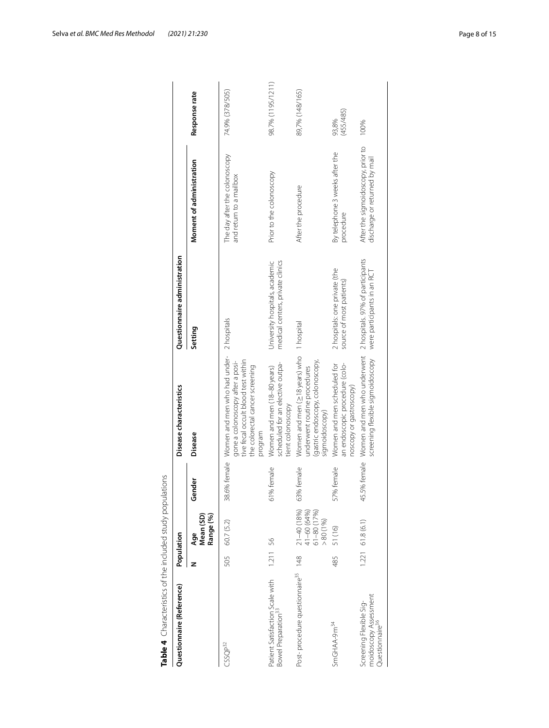**Table 4** Characteristics of the included study populations

| Questionnaire (Reference) | Population | | | Disease characteristics | Questionnaire administration | | |
|---|---|---|---|---|---|---|---|
| | N | Age Mean (SD) Range (%) | Gender | Disease | Setting | Moment of administration | Response rate |
| CSSQP[32] | 505 | 60.7 (5.2) | 38.6% female | Women and men who had undergone a colonoscopy after a positive fecal occult blood test within the colorectal cancer screening program | 2 hospitals | The day after the colonoscopy and return to a mailbox | 74.9% (378/505) |
| Patient Satisfaction Scale with Bowel Preparation[33] | 1.211 | 56 | 61% female | Women and men (18–80 years) scheduled for an elective outpatient colonoscopy | University hospitals, academic medical centers, private clinics | Prior to the colonoscopy | 98.7% (1195/1211) |
| Post- procedure questionnaire[35] | 148 | 21–40 (18%) 41–60 (64%) 61–80 (17%) >80 (1%) | 63% female | Women and men (≥18 years) who underwent routine procedures (gastric endoscopy, colonoscopy, sigmoidoscopy) | 1 hospital | After the procedure | 89,7% (148/165) |
| SmGHAA-9m[34] | 485 | 51 (16) | 57% female | Women and men scheduled for an endoscopic procedure (colonoscopy or gastroscopy) | 2 hospitals: one private (the source of most patients) | By telephone 3 weeks after the procedure | 93,8% (455/485) |
| Screening Flexible Sigmoidoscopy Assessment Questionnaire[36] | 1.221 | 61.8 (6.1) | 45.5% female | Women and men who underwent screening flexible sigmoidoscopy | 2 hospitals. 97% of participants were participants in an RCT | After the sigmoidoscopy, prior to discharge or returned by mail | 100% |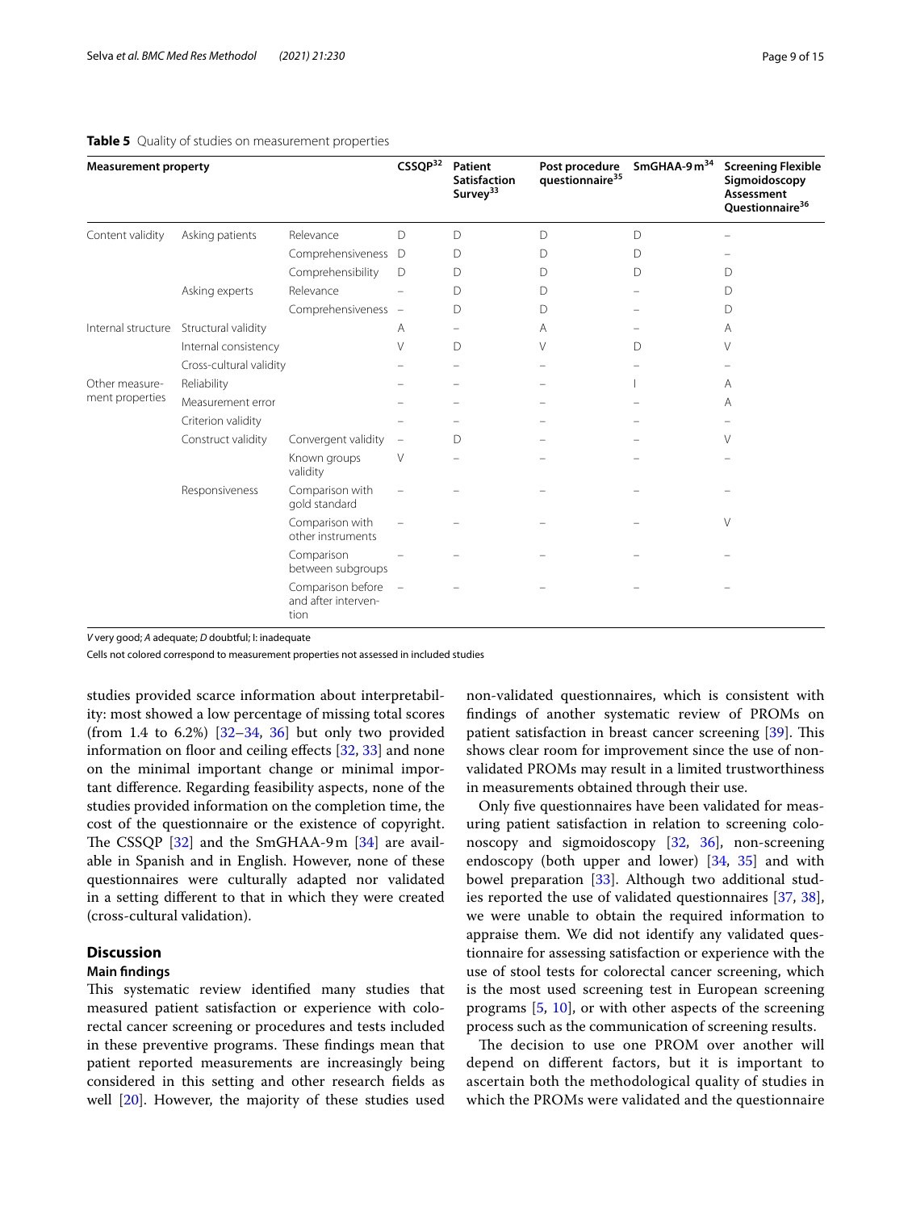**Table 5** Quality of studies on measurement properties

| Measurement property | | | CSSQP[32] | Patient Satisfaction Survey[33] | Post procedure questionnaire[35] | SmGHAA-9m[34] | Screening Flexible Sigmoidoscopy Assessment Questionnaire[36] |
|---|---|---|---|---|---|---|---|
| Content validity | Asking patients | Relevance | D | D | D | D | – |
| | | Comprehensiveness | D | D | D | D | – |
| | | Comprehensibility | D | D | D | D | D |
| | Asking experts | Relevance | – | D | D | – | D |
| | | Comprehensiveness | – | D | D | – | D |
| Internal structure | Structural validity | | A | – | A | – | A |
| | Internal consistency | | V | D | V | D | V |
| | Cross-cultural validity | | – | – | – | – | – |
| Other measurement properties | Reliability | | – | – | – | I | A |
| | Measurement error | | – | – | – | – | A |
| | Criterion validity | | – | – | – | – | – |
| | Construct validity | Convergent validity | – | D | – | – | V |
| | | Known groups validity | V | – | – | – | – |
| | Responsiveness | Comparison with gold standard | – | – | – | – | – |
| | | Comparison with other instruments | – | – | – | – | V |
| | | Comparison between subgroups | – | – | – | – | – |
| | | Comparison before and after intervention | – | – | – | – | – |

*V* very good; *A* adequate; *D* doubtful; I: inadequate

Cells not colored correspond to measurement properties not assessed in included studies

studies provided scarce information about interpretability: most showed a low percentage of missing total scores (from 1.4 to 6.2%) [32–34, 36] but only two provided information on floor and ceiling effects [32, 33] and none on the minimal important change or minimal important difference. Regarding feasibility aspects, none of the studies provided information on the completion time, the cost of the questionnaire or the existence of copyright. The CSSQP [32] and the SmGHAA-9m [34] are available in Spanish and in English. However, none of these questionnaires were culturally adapted nor validated in a setting different to that in which they were created (cross-cultural validation).

## Discussion

### Main findings

This systematic review identified many studies that measured patient satisfaction or experience with colorectal cancer screening or procedures and tests included in these preventive programs. These findings mean that patient reported measurements are increasingly being considered in this setting and other research fields as well [20]. However, the majority of these studies used non-validated questionnaires, which is consistent with findings of another systematic review of PROMs on patient satisfaction in breast cancer screening [39]. This shows clear room for improvement since the use of non-validated PROMs may result in a limited trustworthiness in measurements obtained through their use.

Only five questionnaires have been validated for measuring patient satisfaction in relation to screening colonoscopy and sigmoidoscopy [32, 36], non-screening endoscopy (both upper and lower) [34, 35] and with bowel preparation [33]. Although two additional studies reported the use of validated questionnaires [37, 38], we were unable to obtain the required information to appraise them. We did not identify any validated questionnaire for assessing satisfaction or experience with the use of stool tests for colorectal cancer screening, which is the most used screening test in European screening programs [5, 10], or with other aspects of the screening process such as the communication of screening results.

The decision to use one PROM over another will depend on different factors, but it is important to ascertain both the methodological quality of studies in which the PROMs were validated and the questionnaire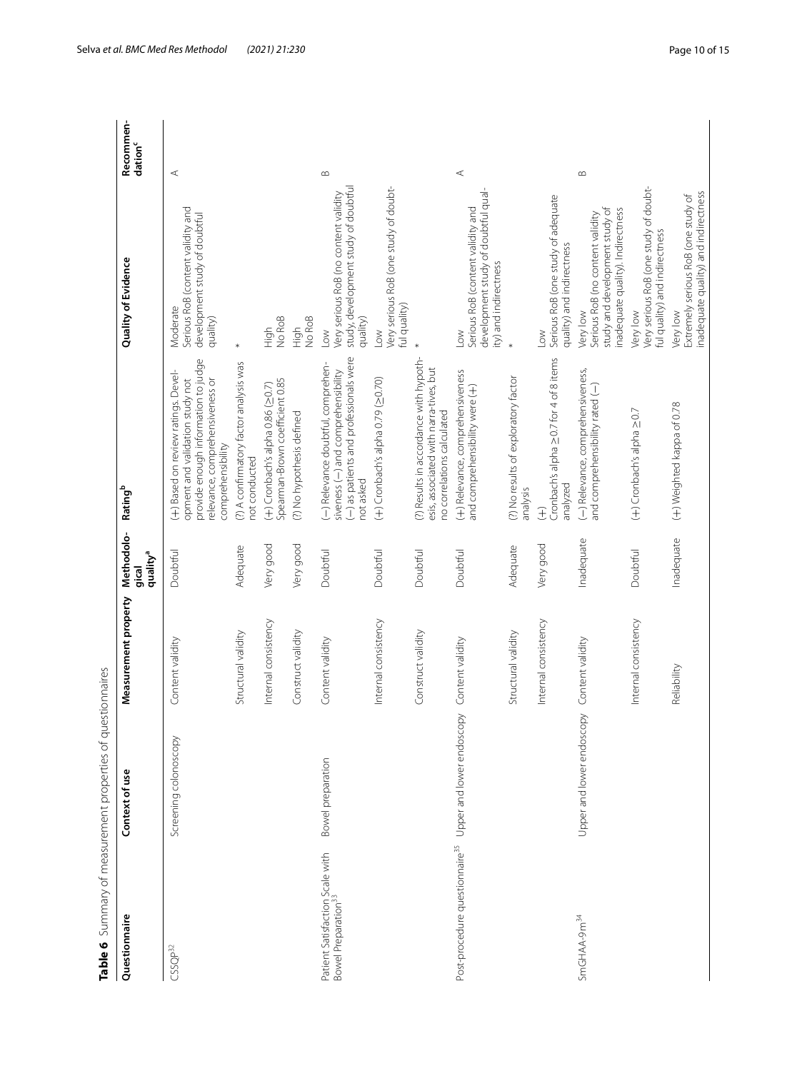**Table 6** Summary of measurement properties of questionnaires

| Questionnaire | Context of use | Measurement property | Methodological quality[a] | Rating[b] | Quality of Evidence | Recommendation[c] |
|---|---|---|---|---|---|---|
| CSSQP[32] | Screening colonoscopy | Content validity | Doubtful | (+) Based on review ratings. Development and validation study not provide enough information to judge relevance, comprehensiveness or comprehensibility | Moderate<br>Serious RoB (content validity and development study of doubtful quality) | A |
| | | Structural validity | Adequate | (?) A confirmatory factor analysis was not conducted | * | |
| | | Internal consistency | Very good | (+) Cronbach's alpha 0.86 (≥0.7)<br>Spearman-Brown coefficient 0.85 | High<br>No RoB | |
| | | Construct validity | Very good | (?) No hypothesis defined | High<br>No RoB | |
| Patient Satisfaction Scale with Bowel Preparation[33] | Bowel preparation | Content validity | Doubtful | (−) Relevance doubtful, comprehensiveness (−) and comprehensibility (−) as patients and professionals were not asked | Low<br>Very serious RoB (no content validity study, development study of doubtful quality) | B |
| | | Internal consistency | Doubtful | (+) Cronbach's alpha 0.79 (≥0.70) | Low<br>Very serious RoB (one study of doubtful quality) | |
| | | Construct validity | Doubtful | (?) Results in accordance with hypothesis, associated with narra-tives, but no correlations calculated | * | |
| Post-procedure questionnaire[35] | Upper and lower endoscopy | Content validity | Doubtful | (+) Relevance, comprehensiveness and comprehensibility were (+) | Low<br>Serious RoB (content validity and development study of doubtful quality) and indirectness | A |
| | | Structural validity | Adequate | (?) No results of exploratory factor analysis | * | |
| | | Internal consistency | Very good | (+)<br>Cronbach's alpha ≥0.7 for 4 of 8 items analyzed | Low<br>Serious RoB (one study of adequate quality) and indirectness | |
| SmGHAA-9m[34] | Upper and lower endoscopy | Content validity | Inadequate | (−) Relevance, comprehensiveness, and comprehensibility rated (−) | Very low<br>Serious RoB (no content validity study and development study of inadequate quality). Indirectness | B |
| | | Internal consistency | Doubtful | (+) Cronbach's alpha ≥0.7 | Very low<br>Very serious RoB (one study of doubtful quality) and indirectness | |
| | | Reliability | Inadequate | (+) Weighted kappa of 0.78 | Very low<br>Extremely serious RoB (one study of inadequate quality) and indirectness | |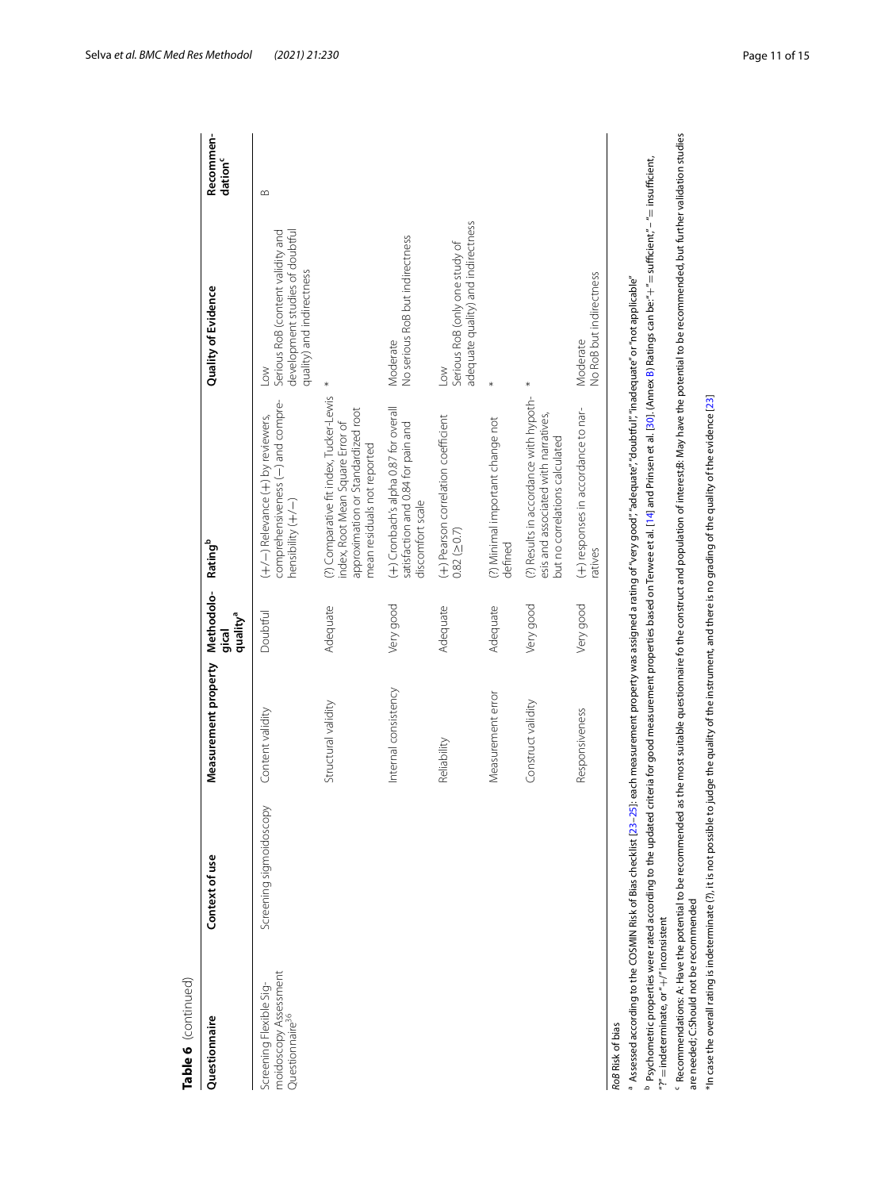**Table 6** (continued)

| Questionnaire | Context of use | Measurement property | Methodological quality[a] | Rating[b] | Quality of Evidence | Recommendation[c] |
|---|---|---|---|---|---|---|
| Screening Flexible Sigmoidoscopy Assessment Questionnaire[36] | Screening sigmoidoscopy | Content validity | Doubtful | (+/−) Relevance (+) by reviewers, comprehensiveness (−) and comprehensibility (+/−) | Low<br>Serious RoB (content validity and development studies of doubtful quality) and indirectness | B |
| | | Structural validity | Adequate | (?) Comparative fit index, Tucker-Lewis index, Root Mean Square Error of approximation or Standardized root mean residuals not reported | * | |
| | | Internal consistency | Very good | (+) Cronbach's alpha 0.87 for overall satisfaction and 0.84 for pain and discomfort scale | Moderate<br>No serious RoB but indirectness | |
| | | Reliability | Adequate | (+) Pearson correlation coefficient 0.82 (≥0.7) | Low<br>Serious RoB (only one study of adequate quality) and indirectness | |
| | | Measurement error | Adequate | (?) Minimal important change not defined | * | |
| | | Construct validity | Very good | (?) Results in accordance with hypothesis and associated with narratives, but no correlations calculated | * | |
| | | Responsiveness | Very good | (+) responses in accordance to narratives | Moderate<br>No RoB but indirectness | |

*RoB* Risk of bias

[a] Assessed according to the COSMIN Risk of Bias checklist [23–25]: each measurement property was assigned a rating of "very good", "adequate", "doubtful", "inadequate" or "not applicable"

[b] Psychometric properties were rated according to the updated criteria for good measurement properties based on Terwee et al. [14] and Prinsen et al. [30]. (Annex B) Ratings can be: "+" = sufficient, "−" = insufficient, "?" = indeterminate, or "+/" inconsistent

[c] Recommendations: A: Have the potential to be recommended as the most suitable questionnaire fo the construct and population of interest;B: May have the potential to be recommended, but further validation studies are needed; C:Should not be recommended

*In case the overall rating is indeterminate (?), it is not possible to judge the quality of the instrument, and there is no grading of the quality of the evidence [23]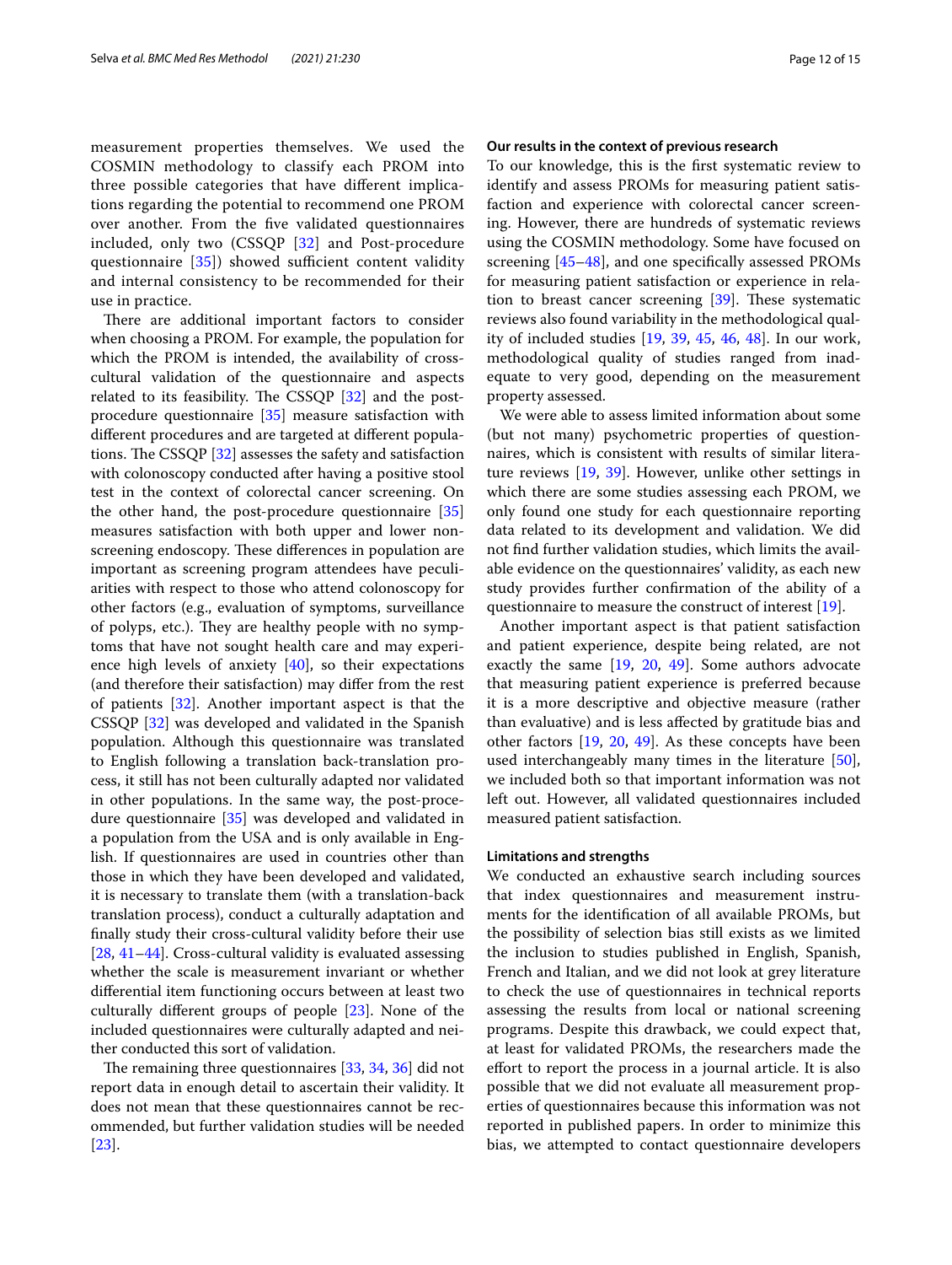measurement properties themselves. We used the COSMIN methodology to classify each PROM into three possible categories that have different implications regarding the potential to recommend one PROM over another. From the five validated questionnaires included, only two (CSSQP [32] and Post-procedure questionnaire [35]) showed sufficient content validity and internal consistency to be recommended for their use in practice.

There are additional important factors to consider when choosing a PROM. For example, the population for which the PROM is intended, the availability of cross-cultural validation of the questionnaire and aspects related to its feasibility. The CSSQP [32] and the post-procedure questionnaire [35] measure satisfaction with different procedures and are targeted at different populations. The CSSQP [32] assesses the safety and satisfaction with colonoscopy conducted after having a positive stool test in the context of colorectal cancer screening. On the other hand, the post-procedure questionnaire [35] measures satisfaction with both upper and lower non-screening endoscopy. These differences in population are important as screening program attendees have peculiarities with respect to those who attend colonoscopy for other factors (e.g., evaluation of symptoms, surveillance of polyps, etc.). They are healthy people with no symptoms that have not sought health care and may experience high levels of anxiety [40], so their expectations (and therefore their satisfaction) may differ from the rest of patients [32]. Another important aspect is that the CSSQP [32] was developed and validated in the Spanish population. Although this questionnaire was translated to English following a translation back-translation process, it still has not been culturally adapted nor validated in other populations. In the same way, the post-procedure questionnaire [35] was developed and validated in a population from the USA and is only available in English. If questionnaires are used in countries other than those in which they have been developed and validated, it is necessary to translate them (with a translation-back translation process), conduct a culturally adaptation and finally study their cross-cultural validity before their use [28, 41–44]. Cross-cultural validity is evaluated assessing whether the scale is measurement invariant or whether differential item functioning occurs between at least two culturally different groups of people [23]. None of the included questionnaires were culturally adapted and neither conducted this sort of validation.

The remaining three questionnaires [33, 34, 36] did not report data in enough detail to ascertain their validity. It does not mean that these questionnaires cannot be recommended, but further validation studies will be needed [23].

### Our results in the context of previous research

To our knowledge, this is the first systematic review to identify and assess PROMs for measuring patient satisfaction and experience with colorectal cancer screening. However, there are hundreds of systematic reviews using the COSMIN methodology. Some have focused on screening [45–48], and one specifically assessed PROMs for measuring patient satisfaction or experience in relation to breast cancer screening [39]. These systematic reviews also found variability in the methodological quality of included studies [19, 39, 45, 46, 48]. In our work, methodological quality of studies ranged from inadequate to very good, depending on the measurement property assessed.

We were able to assess limited information about some (but not many) psychometric properties of questionnaires, which is consistent with results of similar literature reviews [19, 39]. However, unlike other settings in which there are some studies assessing each PROM, we only found one study for each questionnaire reporting data related to its development and validation. We did not find further validation studies, which limits the available evidence on the questionnaires' validity, as each new study provides further confirmation of the ability of a questionnaire to measure the construct of interest [19].

Another important aspect is that patient satisfaction and patient experience, despite being related, are not exactly the same [19, 20, 49]. Some authors advocate that measuring patient experience is preferred because it is a more descriptive and objective measure (rather than evaluative) and is less affected by gratitude bias and other factors [19, 20, 49]. As these concepts have been used interchangeably many times in the literature [50], we included both so that important information was not left out. However, all validated questionnaires included measured patient satisfaction.

### Limitations and strengths

We conducted an exhaustive search including sources that index questionnaires and measurement instruments for the identification of all available PROMs, but the possibility of selection bias still exists as we limited the inclusion to studies published in English, Spanish, French and Italian, and we did not look at grey literature to check the use of questionnaires in technical reports assessing the results from local or national screening programs. Despite this drawback, we could expect that, at least for validated PROMs, the researchers made the effort to report the process in a journal article. It is also possible that we did not evaluate all measurement properties of questionnaires because this information was not reported in published papers. In order to minimize this bias, we attempted to contact questionnaire developers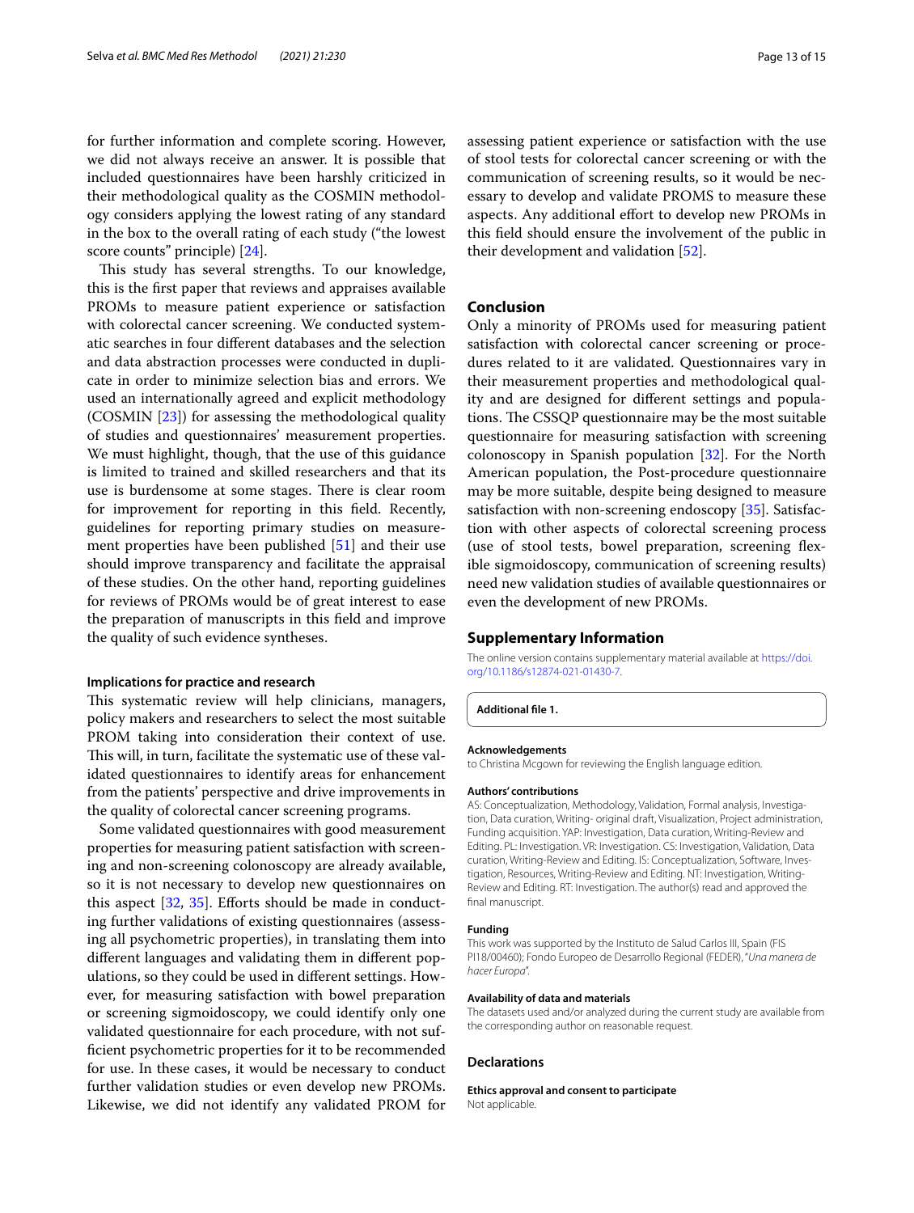for further information and complete scoring. However, we did not always receive an answer. It is possible that included questionnaires have been harshly criticized in their methodological quality as the COSMIN methodology considers applying the lowest rating of any standard in the box to the overall rating of each study ("the lowest score counts" principle) [24].

This study has several strengths. To our knowledge, this is the first paper that reviews and appraises available PROMs to measure patient experience or satisfaction with colorectal cancer screening. We conducted systematic searches in four different databases and the selection and data abstraction processes were conducted in duplicate in order to minimize selection bias and errors. We used an internationally agreed and explicit methodology (COSMIN [23]) for assessing the methodological quality of studies and questionnaires' measurement properties. We must highlight, though, that the use of this guidance is limited to trained and skilled researchers and that its use is burdensome at some stages. There is clear room for improvement for reporting in this field. Recently, guidelines for reporting primary studies on measurement properties have been published [51] and their use should improve transparency and facilitate the appraisal of these studies. On the other hand, reporting guidelines for reviews of PROMs would be of great interest to ease the preparation of manuscripts in this field and improve the quality of such evidence syntheses.

### Implications for practice and research

This systematic review will help clinicians, managers, policy makers and researchers to select the most suitable PROM taking into consideration their context of use. This will, in turn, facilitate the systematic use of these validated questionnaires to identify areas for enhancement from the patients' perspective and drive improvements in the quality of colorectal cancer screening programs.

Some validated questionnaires with good measurement properties for measuring patient satisfaction with screening and non-screening colonoscopy are already available, so it is not necessary to develop new questionnaires on this aspect [32, 35]. Efforts should be made in conducting further validations of existing questionnaires (assessing all psychometric properties), in translating them into different languages and validating them in different populations, so they could be used in different settings. However, for measuring satisfaction with bowel preparation or screening sigmoidoscopy, we could identify only one validated questionnaire for each procedure, with not sufficient psychometric properties for it to be recommended for use. In these cases, it would be necessary to conduct further validation studies or even develop new PROMs. Likewise, we did not identify any validated PROM for assessing patient experience or satisfaction with the use of stool tests for colorectal cancer screening or with the communication of screening results, so it would be necessary to develop and validate PROMS to measure these aspects. Any additional effort to develop new PROMs in this field should ensure the involvement of the public in their development and validation [52].

## Conclusion

Only a minority of PROMs used for measuring patient satisfaction with colorectal cancer screening or procedures related to it are validated. Questionnaires vary in their measurement properties and methodological quality and are designed for different settings and populations. The CSSQP questionnaire may be the most suitable questionnaire for measuring satisfaction with screening colonoscopy in Spanish population [32]. For the North American population, the Post-procedure questionnaire may be more suitable, despite being designed to measure satisfaction with non-screening endoscopy [35]. Satisfaction with other aspects of colorectal screening process (use of stool tests, bowel preparation, screening flexible sigmoidoscopy, communication of screening results) need new validation studies of available questionnaires or even the development of new PROMs.

## Supplementary Information

The online version contains supplementary material available at https://doi.org/10.1186/s12874-021-01430-7.

**Additional file 1.**

#### Acknowledgements

to Christina Mcgown for reviewing the English language edition.

#### Authors' contributions

AS: Conceptualization, Methodology, Validation, Formal analysis, Investigation, Data curation, Writing- original draft, Visualization, Project administration, Funding acquisition. YAP: Investigation, Data curation, Writing-Review and Editing. PL: Investigation. VR: Investigation. CS: Investigation, Validation, Data curation, Writing-Review and Editing. IS: Conceptualization, Software, Investigation, Resources, Writing-Review and Editing. NT: Investigation, Writing-Review and Editing. RT: Investigation. The author(s) read and approved the final manuscript.

#### Funding

This work was supported by the Instituto de Salud Carlos III, Spain (FIS PI18/00460); Fondo Europeo de Desarrollo Regional (FEDER), "*Una manera de hacer Europa*".

#### Availability of data and materials

The datasets used and/or analyzed during the current study are available from the corresponding author on reasonable request.

## Declarations

#### Ethics approval and consent to participate

Not applicable.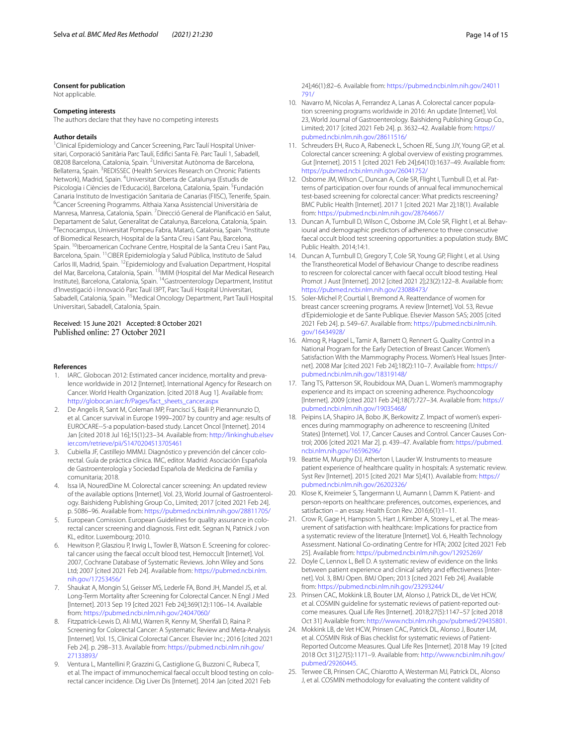### Consent for publication

Not applicable.

### Competing interests

The authors declare that they have no competing interests

### Author details

[1]Clinical Epidemiology and Cancer Screening, Parc Taulí Hospital Universitari, Corporació Sanitària Parc Taulí, Edifici Santa Fè. Parc Taulí 1, Sabadell, 08208 Barcelona, Catalonia, Spain. [2]Universitat Autònoma de Barcelona, Bellaterra, Spain. [3]REDISSEC (Health Services Research on Chronic Patients Network), Madrid, Spain. [4]Universitat Oberta de Catalunya (Estudis de Psicologia i Ciències de l'Educació), Barcelona, Catalonia, Spain. [5]Fundación Canaria Instituto de Investigación Sanitaria de Canarias (FIISC), Tenerife, Spain. [6]Cancer Screening Programms. Althaia Xarxa Assistencial Universitària de Manresa, Manresa, Catalonia, Spain. [7]Direcció General de Planificació en Salut, Departament de Salut, Generalitat de Catalunya, Barcelona, Catalonia, Spain. [8]Tecnocampus, Universitat Pompeu Fabra, Mataró, Catalonia, Spain. [9]Institute of Biomedical Research, Hospital de la Santa Creu i Sant Pau, Barcelona, Spain. [10]Iberoamerican Cochrane Centre, Hospital de la Santa Creu i Sant Pau, Barcelona, Spain. [11]CIBER Epidemiología y Salud Pública, Instituto de Salud Carlos III, Madrid, Spain. [12]Epidemiology and Evaluation Department, Hospital del Mar, Barcelona, Catalonia, Spain. [13]IMIM (Hospital del Mar Medical Research Institute), Barcelona, Catalonia, Spain. [14]Gastroenterology Department, Institut d'Investigació i Innovació Parc Taulí I3PT, Parc Taulí Hospital Universitari, Sabadell, Catalonia, Spain. [15]Medical Oncology Department, Part Taulí Hospital Universitari, Sabadell, Catalonia, Spain.

Received: 15 June 2021 Accepted: 8 October 2021
Published online: 27 October 2021

### References

1. IARC. Globocan 2012: Estimated cancer incidence, mortality and prevalence worldwide in 2012 [Internet]. International Agency for Research on Cancer. World Health Organization. [cited 2018 Aug 1]. Available from: http://globocan.iarc.fr/Pages/fact_sheets_cancer.aspx
2. De Angelis R, Sant M, Coleman MP, Francisci S, Baili P, Pierannunzio D, et al. Cancer survival in Europe 1999–2007 by country and age: results of EUROCARE--5-a population-based study. Lancet Oncol [Internet]. 2014 Jan [cited 2018 Jul 16];15(1):23–34. Available from: http://linkinghub.elsevier.com/retrieve/pii/S1470204513705461
3. Cubiella JF, Castillejo MMMJ. Diagnóstico y prevención del cáncer colorectal. Guía de práctica clínica. IMC, editor. Madrid: Asociación Española de Gastroenterología y Sociedad Española de Medicina de Familia y comunitaria; 2018.
4. Issa IA, NouredDine M. Colorectal cancer screening: An updated review of the available options [Internet]. Vol. 23, World Journal of Gastroenterology. Baishideng Publishing Group Co., Limited; 2017 [cited 2021 Feb 24]. p. 5086–96. Available from: https://pubmed.ncbi.nlm.nih.gov/28811705/
5. European Comission. European Guidelines for quality assurance in colorectal cancer screening and diagnosis. First edit. Segnan N, Patnick J von KL, editor. Luxembourg; 2010.
6. Hewitson P, Glasziou P, Irwig L, Towler B, Watson E. Screening for colorectal cancer using the faecal occult blood test, Hemoccult [Internet]. Vol. 2007, Cochrane Database of Systematic Reviews. John Wiley and Sons Ltd; 2007 [cited 2021 Feb 24]. Available from: https://pubmed.ncbi.nlm.nih.gov/17253456/
7. Shaukat A, Mongin SJ, Geisser MS, Lederle FA, Bond JH, Mandel JS, et al. Long-Term Mortality after Screening for Colorectal Cancer. N Engl J Med [Internet]. 2013 Sep 19 [cited 2021 Feb 24];369(12):1106–14. Available from: https://pubmed.ncbi.nlm.nih.gov/24047060/
8. Fitzpatrick-Lewis D, Ali MU, Warren R, Kenny M, Sherifali D, Raina P. Screening for Colorectal Cancer: A Systematic Review and Meta-Analysis [Internet]. Vol. 15, Clinical Colorectal Cancer. Elsevier Inc.; 2016 [cited 2021 Feb 24]. p. 298–313. Available from: https://pubmed.ncbi.nlm.nih.gov/27133893/
9. Ventura L, Mantellini P, Grazzini G, Castiglione G, Buzzoni C, Rubeca T, et al. The impact of immunochemical faecal occult blood testing on colorectal cancer incidence. Dig Liver Dis [Internet]. 2014 Jan [cited 2021 Feb 24];46(1):82–6. Available from: https://pubmed.ncbi.nlm.nih.gov/24011791/
10. Navarro M, Nicolas A, Ferrandez A, Lanas A. Colorectal cancer population screening programs worldwide in 2016: An update [Internet]. Vol. 23, World Journal of Gastroenterology. Baishideng Publishing Group Co., Limited; 2017 [cited 2021 Feb 24]. p. 3632–42. Available from: https://pubmed.ncbi.nlm.nih.gov/28611516/
11. Schreuders EH, Ruco A, Rabeneck L, Schoen RE, Sung JJY, Young GP, et al. Colorectal cancer screening: A global overview of existing programmes. Gut [Internet]. 2015 1 [cited 2021 Feb 24];64(10):1637–49. Available from: https://pubmed.ncbi.nlm.nih.gov/26041752/
12. Osborne JM, Wilson C, Duncan A, Cole SR, Flight I, Turnbull D, et al. Patterns of participation over four rounds of annual fecal immunochemical test-based screening for colorectal cancer: What predicts rescreening? BMC Public Health [Internet]. 2017 1 [cited 2021 Mar 2];18(1). Available from: https://pubmed.ncbi.nlm.nih.gov/28764667/
13. Duncan A, Turnbull D, Wilson C, Osborne JM, Cole SR, Flight I, et al. Behavioural and demographic predictors of adherence to three consecutive faecal occult blood test screening opportunities: a population study. BMC Public Health. 2014;14:1.
14. Duncan A, Turnbull D, Gregory T, Cole SR, Young GP, Flight I, et al. Using the Transtheoretical Model of Behaviour Change to describe readiness to rescreen for colorectal cancer with faecal occult blood testing. Heal Promot J Aust [Internet]. 2012 [cited 2021 2];23(2):122–8. Available from: https://pubmed.ncbi.nlm.nih.gov/23088473/
15. Soler-Michel P, Courtial I, Bremond A. Reattendance of women for breast cancer screening programs. A review [Internet]. Vol. 53, Revue d'Epidemiologie et de Sante Publique. Elsevier Masson SAS; 2005 [cited 2021 Feb 24]. p. 549–67. Available from: https://pubmed.ncbi.nlm.nih.gov/16434928/
16. Almog R, Hagoel L, Tamir A, Barnett O, Rennert G. Quality Control in a National Program for the Early Detection of Breast Cancer. Women's Satisfaction With the Mammography Process. Women's Heal Issues [Internet]. 2008 Mar [cited 2021 Feb 24];18(2):110–7. Available from: https://pubmed.ncbi.nlm.nih.gov/18319148/
17. Tang TS, Patterson SK, Roubidoux MA, Duan L. Women's mammography experience and its impact on screening adherence. Psychooncology [Internet]. 2009 [cited 2021 Feb 24];18(7):727–34. Available from: https://pubmed.ncbi.nlm.nih.gov/19035468/
18. Peipins LA, Shapiro JA, Bobo JK, Berkowitz Z. Impact of women's experiences during mammography on adherence to rescreening (United States) [Internet]. Vol. 17, Cancer Causes and Control. Cancer Causes Control; 2006 [cited 2021 Mar 2]. p. 439–47. Available from: https://pubmed.ncbi.nlm.nih.gov/16596296/
19. Beattie M, Murphy DJ, Atherton I, Lauder W. Instruments to measure patient experience of healthcare quality in hospitals: A systematic review. Syst Rev [Internet]. 2015 [cited 2021 Mar 5];4(1). Available from: https://pubmed.ncbi.nlm.nih.gov/26202326/
20. Klose K, Kreimeier S, Tangermann U, Aumann I, Damm K. Patient- and person-reports on healthcare: preferences, outcomes, experiences, and satisfaction – an essay. Health Econ Rev. 2016;6(1):1–11.
21. Crow R, Gage H, Hampson S, Hart J, Kimber A, Storey L, et al. The measurement of satisfaction with healthcare: Implications for practice from a systematic review of the literature [Internet]. Vol. 6, Health Technology Assessment. National Co-ordinating Centre for HTA; 2002 [cited 2021 Feb 25]. Available from: https://pubmed.ncbi.nlm.nih.gov/12925269/
22. Doyle C, Lennox L, Bell D. A systematic review of evidence on the links between patient experience and clinical safety and effectiveness [Internet]. Vol. 3, BMJ Open. BMJ Open; 2013 [cited 2021 Feb 24]. Available from: https://pubmed.ncbi.nlm.nih.gov/23293244/
23. Prinsen CAC, Mokkink LB, Bouter LM, Alonso J, Patrick DL, de Vet HCW, et al. COSMIN guideline for systematic reviews of patient-reported outcome measures. Qual Life Res [Internet]. 2018;27(5):1147–57 [cited 2018 Oct 31] Available from: http://www.ncbi.nlm.nih.gov/pubmed/29435801.
24. Mokkink LB, de Vet HCW, Prinsen CAC, Patrick DL, Alonso J, Bouter LM, et al. COSMIN Risk of Bias checklist for systematic reviews of Patient-Reported Outcome Measures. Qual Life Res [Internet]. 2018 May 19 [cited 2018 Oct 31];27(5):1171–9. Available from: http://www.ncbi.nlm.nih.gov/pubmed/29260445.
25. Terwee CB, Prinsen CAC, Chiarotto A, Westerman MJ, Patrick DL, Alonso J, et al. COSMIN methodology for evaluating the content validity of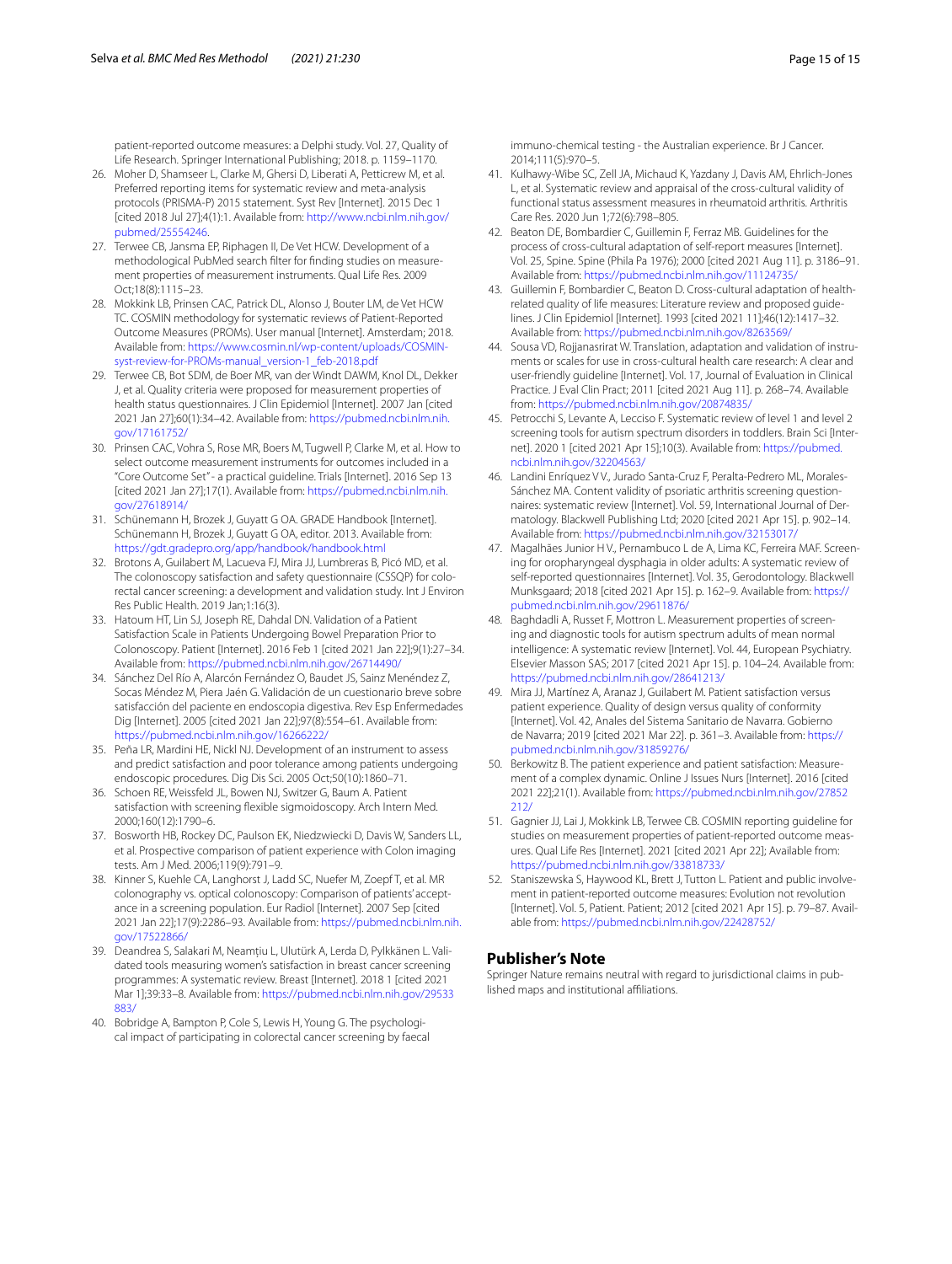patient-reported outcome measures: a Delphi study. Vol. 27, Quality of Life Research. Springer International Publishing; 2018. p. 1159–1170.

26. Moher D, Shamseer L, Clarke M, Ghersi D, Liberati A, Petticrew M, et al. Preferred reporting items for systematic review and meta-analysis protocols (PRISMA-P) 2015 statement. Syst Rev [Internet]. 2015 Dec 1 [cited 2018 Jul 27];4(1):1. Available from: http://www.ncbi.nlm.nih.gov/pubmed/25554246.
27. Terwee CB, Jansma EP, Riphagen II, De Vet HCW. Development of a methodological PubMed search filter for finding studies on measurement properties of measurement instruments. Qual Life Res. 2009 Oct;18(8):1115–23.
28. Mokkink LB, Prinsen CAC, Patrick DL, Alonso J, Bouter LM, de Vet HCW TC. COSMIN methodology for systematic reviews of Patient-Reported Outcome Measures (PROMs). User manual [Internet]. Amsterdam; 2018. Available from: https://www.cosmin.nl/wp-content/uploads/COSMIN-syst-review-for-PROMs-manual_version-1_feb-2018.pdf
29. Terwee CB, Bot SDM, de Boer MR, van der Windt DAWM, Knol DL, Dekker J, et al. Quality criteria were proposed for measurement properties of health status questionnaires. J Clin Epidemiol [Internet]. 2007 Jan [cited 2021 Jan 27];60(1):34–42. Available from: https://pubmed.ncbi.nlm.nih.gov/17161752/
30. Prinsen CAC, Vohra S, Rose MR, Boers M, Tugwell P, Clarke M, et al. How to select outcome measurement instruments for outcomes included in a "Core Outcome Set" - a practical guideline. Trials [Internet]. 2016 Sep 13 [cited 2021 Jan 27];17(1). Available from: https://pubmed.ncbi.nlm.nih.gov/27618914/
31. Schünemann H, Brozek J, Guyatt G OA. GRADE Handbook [Internet]. Schünemann H, Brozek J, Guyatt G OA, editor. 2013. Available from: https://gdt.gradepro.org/app/handbook/handbook.html
32. Brotons A, Guilabert M, Lacueva FJ, Mira JJ, Lumbreras B, Picó MD, et al. The colonoscopy satisfaction and safety questionnaire (CSSQP) for colorectal cancer screening: a development and validation study. Int J Environ Res Public Health. 2019 Jan;1:16(3).
33. Hatoum HT, Lin SJ, Joseph RE, Dahdal DN. Validation of a Patient Satisfaction Scale in Patients Undergoing Bowel Preparation Prior to Colonoscopy. Patient [Internet]. 2016 Feb 1 [cited 2021 Jan 22];9(1):27–34. Available from: https://pubmed.ncbi.nlm.nih.gov/26714490/
34. Sánchez Del Río A, Alarcón Fernández O, Baudet JS, Sainz Menéndez Z, Socas Méndez M, Piera Jaén G. Validación de un cuestionario breve sobre satisfacción del paciente en endoscopia digestiva. Rev Esp Enfermedades Dig [Internet]. 2005 [cited 2021 Jan 22];97(8):554–61. Available from: https://pubmed.ncbi.nlm.nih.gov/16266222/
35. Peña LR, Mardini HE, Nickl NJ. Development of an instrument to assess and predict satisfaction and poor tolerance among patients undergoing endoscopic procedures. Dig Dis Sci. 2005 Oct;50(10):1860–71.
36. Schoen RE, Weissfeld JL, Bowen NJ, Switzer G, Baum A. Patient satisfaction with screening flexible sigmoidoscopy. Arch Intern Med. 2000;160(12):1790–6.
37. Bosworth HB, Rockey DC, Paulson EK, Niedzwiecki D, Davis W, Sanders LL, et al. Prospective comparison of patient experience with Colon imaging tests. Am J Med. 2006;119(9):791–9.
38. Kinner S, Kuehle CA, Langhorst J, Ladd SC, Nuefer M, Zoepf T, et al. MR colonography vs. optical colonoscopy: Comparison of patients' acceptance in a screening population. Eur Radiol [Internet]. 2007 Sep [cited 2021 Jan 22];17(9):2286–93. Available from: https://pubmed.ncbi.nlm.nih.gov/17522866/
39. Deandrea S, Salakari M, Neamțiu L, Ulutürk A, Lerda D, Pylkkänen L. Validated tools measuring women's satisfaction in breast cancer screening programmes: A systematic review. Breast [Internet]. 2018 1 [cited 2021 Mar 1];39:33–8. Available from: https://pubmed.ncbi.nlm.nih.gov/29533883/
40. Bobridge A, Bampton P, Cole S, Lewis H, Young G. The psychological impact of participating in colorectal cancer screening by faecal immuno-chemical testing - the Australian experience. Br J Cancer. 2014;111(5):970–5.
41. Kulhawy-Wibe SC, Zell JA, Michaud K, Yazdany J, Davis AM, Ehrlich-Jones L, et al. Systematic review and appraisal of the cross-cultural validity of functional status assessment measures in rheumatoid arthritis. Arthritis Care Res. 2020 Jun 1;72(6):798–805.
42. Beaton DE, Bombardier C, Guillemin F, Ferraz MB. Guidelines for the process of cross-cultural adaptation of self-report measures [Internet]. Vol. 25, Spine. Spine (Phila Pa 1976); 2000 [cited 2021 Aug 11]. p. 3186–91. Available from: https://pubmed.ncbi.nlm.nih.gov/11124735/
43. Guillemin F, Bombardier C, Beaton D. Cross-cultural adaptation of health-related quality of life measures: Literature review and proposed guidelines. J Clin Epidemiol [Internet]. 1993 [cited 2021 11];46(12):1417–32. Available from: https://pubmed.ncbi.nlm.nih.gov/8263569/
44. Sousa VD, Rojjanasrirat W. Translation, adaptation and validation of instruments or scales for use in cross-cultural health care research: A clear and user-friendly guideline [Internet]. Vol. 17, Journal of Evaluation in Clinical Practice. J Eval Clin Pract; 2011 [cited 2021 Aug 11]. p. 268–74. Available from: https://pubmed.ncbi.nlm.nih.gov/20874835/
45. Petrocchi S, Levante A, Lecciso F. Systematic review of level 1 and level 2 screening tools for autism spectrum disorders in toddlers. Brain Sci [Internet]. 2020 1 [cited 2021 Apr 15];10(3). Available from: https://pubmed.ncbi.nlm.nih.gov/32204563/
46. Landini Enríquez V V., Jurado Santa-Cruz F, Peralta-Pedrero ML, Morales-Sánchez MA. Content validity of psoriatic arthritis screening questionnaires: systematic review [Internet]. Vol. 59, International Journal of Dermatology. Blackwell Publishing Ltd; 2020 [cited 2021 Apr 15]. p. 902–14. Available from: https://pubmed.ncbi.nlm.nih.gov/32153017/
47. Magalhães Junior H V., Pernambuco L de A, Lima KC, Ferreira MAF. Screening for oropharyngeal dysphagia in older adults: A systematic review of self-reported questionnaires [Internet]. Vol. 35, Gerodontology. Blackwell Munksgaard; 2018 [cited 2021 Apr 15]. p. 162–9. Available from: https://pubmed.ncbi.nlm.nih.gov/29611876/
48. Baghdadli A, Russet F, Mottron L. Measurement properties of screening and diagnostic tools for autism spectrum adults of mean normal intelligence: A systematic review [Internet]. Vol. 44, European Psychiatry. Elsevier Masson SAS; 2017 [cited 2021 Apr 15]. p. 104–24. Available from: https://pubmed.ncbi.nlm.nih.gov/28641213/
49. Mira JJ, Martínez A, Aranaz J, Guilabert M. Patient satisfaction versus patient experience. Quality of design versus quality of conformity [Internet]. Vol. 42, Anales del Sistema Sanitario de Navarra. Gobierno de Navarra; 2019 [cited 2021 Mar 22]. p. 361–3. Available from: https://pubmed.ncbi.nlm.nih.gov/31859276/
50. Berkowitz B. The patient experience and patient satisfaction: Measurement of a complex dynamic. Online J Issues Nurs [Internet]. 2016 [cited 2021 22];21(1). Available from: https://pubmed.ncbi.nlm.nih.gov/27852212/
51. Gagnier JJ, Lai J, Mokkink LB, Terwee CB. COSMIN reporting guideline for studies on measurement properties of patient-reported outcome measures. Qual Life Res [Internet]. 2021 [cited 2021 Apr 22]; Available from: https://pubmed.ncbi.nlm.nih.gov/33818733/
52. Staniszewska S, Haywood KL, Brett J, Tutton L. Patient and public involvement in patient-reported outcome measures: Evolution not revolution [Internet]. Vol. 5, Patient. Patient; 2012 [cited 2021 Apr 15]. p. 79–87. Available from: https://pubmed.ncbi.nlm.nih.gov/22428752/

## Publisher's Note

Springer Nature remains neutral with regard to jurisdictional claims in published maps and institutional affiliations.